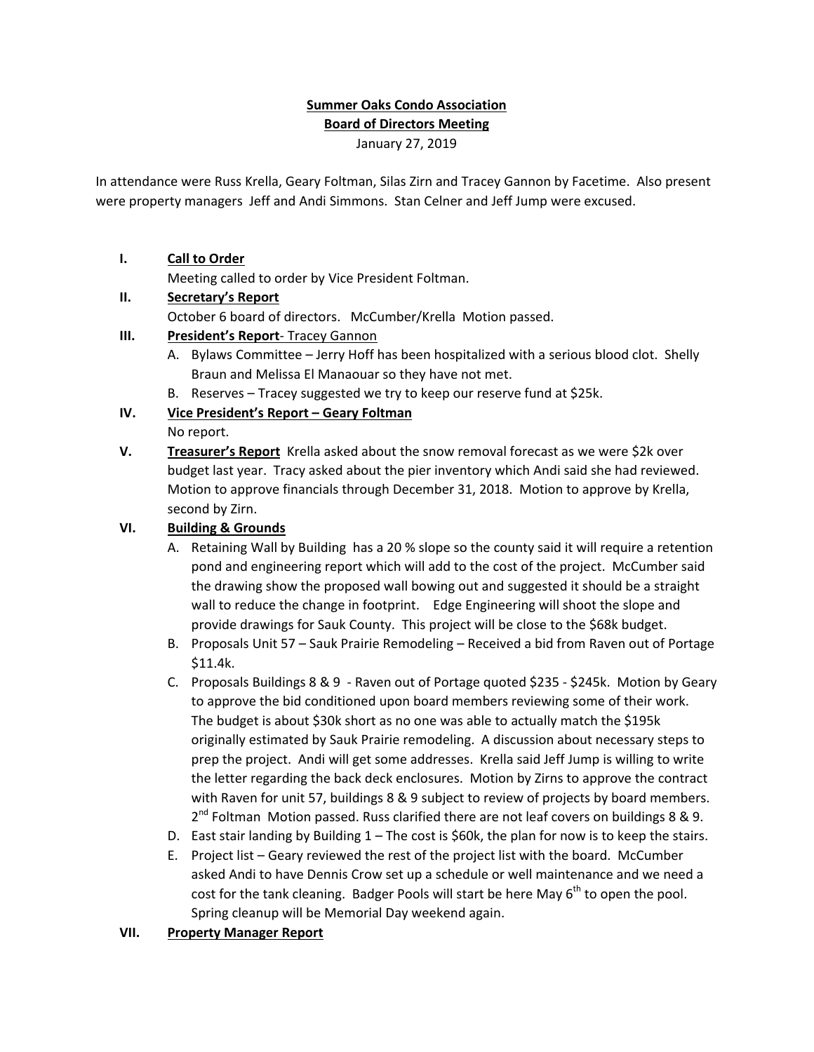**Summer Oaks Condo Association**

**Board of Directors Meeting**

January 27, 2019

In attendance were Russ Krella, Geary Foltman, Silas Zirn and Tracey Gannon by Facetime. Also present were property managers Jeff and Andi Simmons. Stan Celner and Jeff Jump were excused.

I. **Call to Order**

Meeting called to order by Vice President Foltman.

II. **Secretary's Report**

October 6 board of directors. McCumber/Krella Motion passed.

III. **President's Report**- Tracey Gannon

A. Bylaws Committee – Jerry Hoff has been hospitalized with a serious blood clot. Shelly Braun and Melissa El Manaouar so they have not met.

B. Reserves – Tracey suggested we try to keep our reserve fund at $25k.

IV. **Vice President's Report – Geary Foltman**

No report.

V. **Treasurer's Report** Krella asked about the snow removal forecast as we were $2k over budget last year. Tracy asked about the pier inventory which Andi said she had reviewed. Motion to approve financials through December 31, 2018. Motion to approve by Krella, second by Zirn.

VI. **Building & Grounds**

A. Retaining Wall by Building has a 20 % slope so the county said it will require a retention pond and engineering report which will add to the cost of the project. McCumber said the drawing show the proposed wall bowing out and suggested it should be a straight wall to reduce the change in footprint. Edge Engineering will shoot the slope and provide drawings for Sauk County. This project will be close to the $68k budget.

B. Proposals Unit 57 – Sauk Prairie Remodeling – Received a bid from Raven out of Portage $11.4k.

C. Proposals Buildings 8 & 9 - Raven out of Portage quoted $235 - $245k. Motion by Geary to approve the bid conditioned upon board members reviewing some of their work. The budget is about $30k short as no one was able to actually match the $195k originally estimated by Sauk Prairie remodeling. A discussion about necessary steps to prep the project. Andi will get some addresses. Krella said Jeff Jump is willing to write the letter regarding the back deck enclosures. Motion by Zirns to approve the contract with Raven for unit 57, buildings 8 & 9 subject to review of projects by board members. 2nd Foltman Motion passed. Russ clarified there are not leaf covers on buildings 8 & 9.

D. East stair landing by Building 1 – The cost is $60k, the plan for now is to keep the stairs.

E. Project list – Geary reviewed the rest of the project list with the board. McCumber asked Andi to have Dennis Crow set up a schedule or well maintenance and we need a cost for the tank cleaning. Badger Pools will start be here May 6th to open the pool. Spring cleanup will be Memorial Day weekend again.

VII. **Property Manager Report**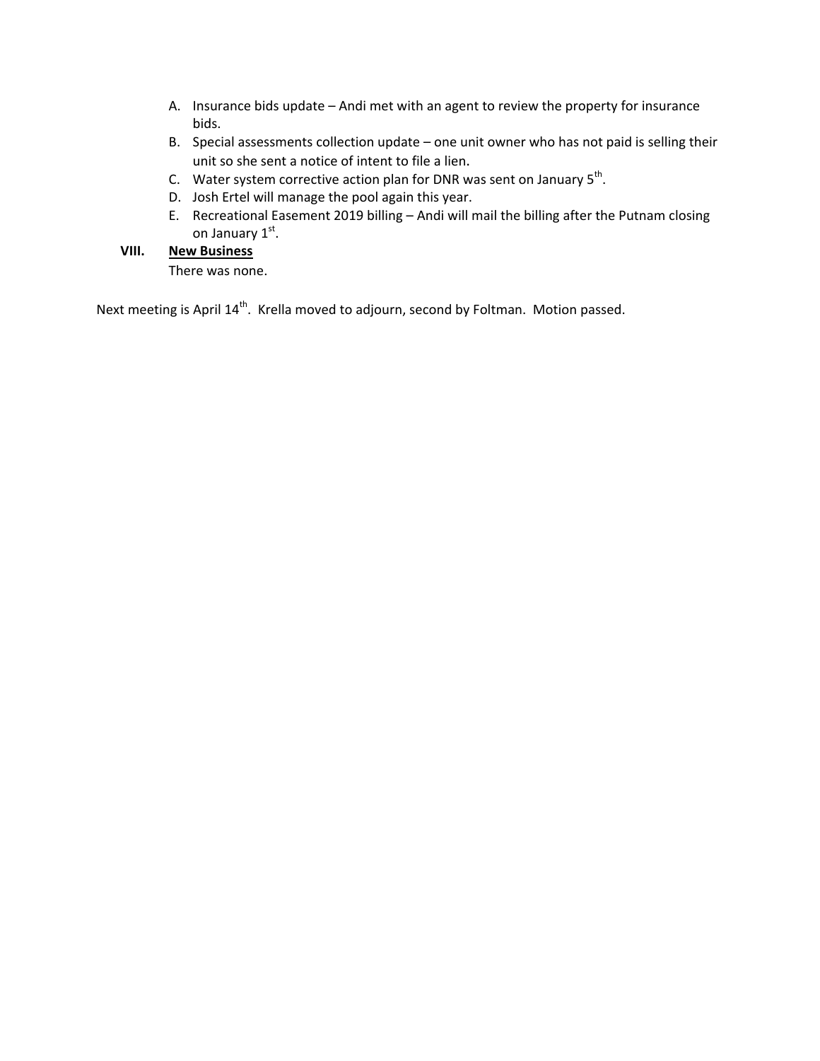A. Insurance bids update – Andi met with an agent to review the property for insurance bids.
B. Special assessments collection update – one unit owner who has not paid is selling their unit so she sent a notice of intent to file a lien.
C. Water system corrective action plan for DNR was sent on January 5th.
D. Josh Ertel will manage the pool again this year.
E. Recreational Easement 2019 billing – Andi will mail the billing after the Putnam closing on January 1st.

**VIII. New Business**

There was none.

Next meeting is April 14th. Krella moved to adjourn, second by Foltman. Motion passed.